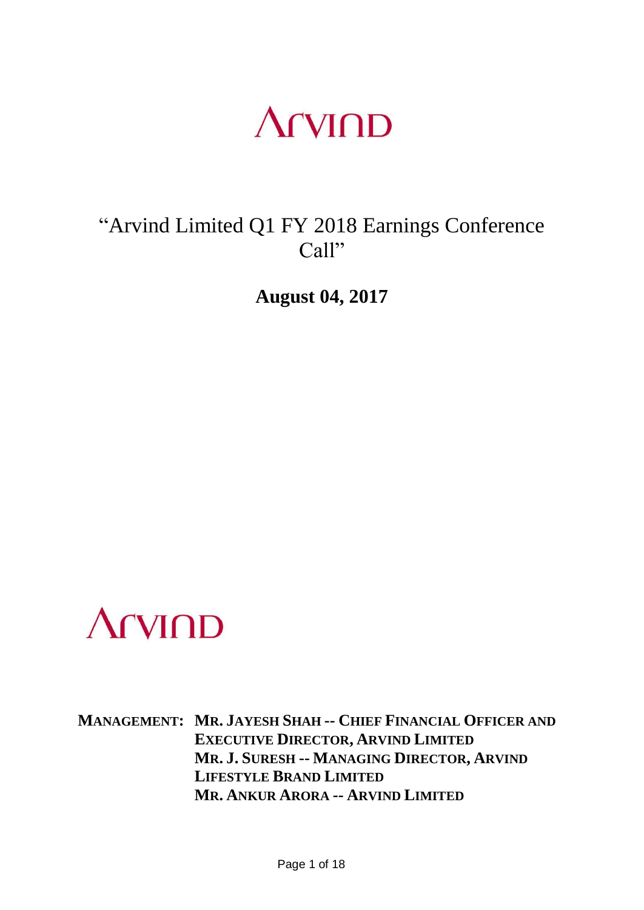# ARVIND

## "Arvind Limited Q1 FY 2018 Earnings Conference Call"

**August 04, 2017**

ARVIND

**MANAGEMENT:** **MR. JAYESH SHAH -- CHIEF FINANCIAL OFFICER AND EXECUTIVE DIRECTOR, ARVIND LIMITED**
**MR. J. SURESH -- MANAGING DIRECTOR, ARVIND LIFESTYLE BRAND LIMITED**
**MR. ANKUR ARORA -- ARVIND LIMITED**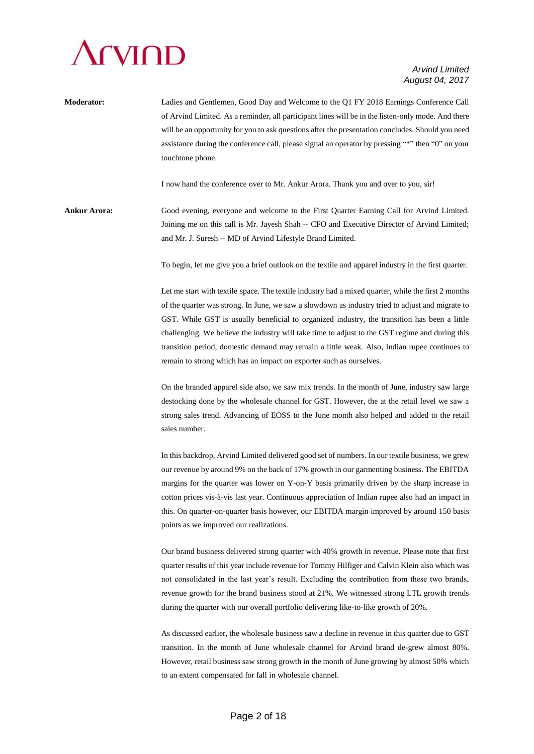**Moderator:** Ladies and Gentlemen, Good Day and Welcome to the Q1 FY 2018 Earnings Conference Call of Arvind Limited. As a reminder, all participant lines will be in the listen-only mode. And there will be an opportunity for you to ask questions after the presentation concludes. Should you need assistance during the conference call, please signal an operator by pressing "*" then "0" on your touchtone phone.

I now hand the conference over to Mr. Ankur Arora. Thank you and over to you, sir!

**Ankur Arora:** Good evening, everyone and welcome to the First Quarter Earning Call for Arvind Limited. Joining me on this call is Mr. Jayesh Shah -- CFO and Executive Director of Arvind Limited; and Mr. J. Suresh -- MD of Arvind Lifestyle Brand Limited.

To begin, let me give you a brief outlook on the textile and apparel industry in the first quarter.

Let me start with textile space. The textile industry had a mixed quarter, while the first 2 months of the quarter was strong. In June, we saw a slowdown as industry tried to adjust and migrate to GST. While GST is usually beneficial to organized industry, the transition has been a little challenging. We believe the industry will take time to adjust to the GST regime and during this transition period, domestic demand may remain a little weak. Also, Indian rupee continues to remain to strong which has an impact on exporter such as ourselves.

On the branded apparel side also, we saw mix trends. In the month of June, industry saw large destocking done by the wholesale channel for GST. However, the at the retail level we saw a strong sales trend. Advancing of EOSS to the June month also helped and added to the retail sales number.

In this backdrop, Arvind Limited delivered good set of numbers. In our textile business, we grew our revenue by around 9% on the back of 17% growth in our garmenting business. The EBITDA margins for the quarter was lower on Y-on-Y basis primarily driven by the sharp increase in cotton prices vis-à-vis last year. Continuous appreciation of Indian rupee also had an impact in this. On quarter-on-quarter basis however, our EBITDA margin improved by around 150 basis points as we improved our realizations.

Our brand business delivered strong quarter with 40% growth in revenue. Please note that first quarter results of this year include revenue for Tommy Hilfiger and Calvin Klein also which was not consolidated in the last year's result. Excluding the contribution from these two brands, revenue growth for the brand business stood at 21%. We witnessed strong LTL growth trends during the quarter with our overall portfolio delivering like-to-like growth of 20%.

As discussed earlier, the wholesale business saw a decline in revenue in this quarter due to GST transition. In the month of June wholesale channel for Arvind brand de-grew almost 80%. However, retail business saw strong growth in the month of June growing by almost 50% which to an extent compensated for fall in wholesale channel.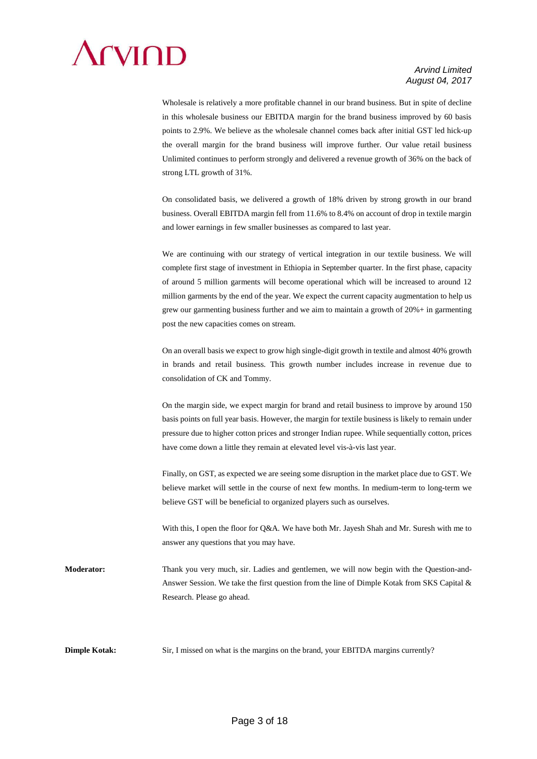Wholesale is relatively a more profitable channel in our brand business. But in spite of decline in this wholesale business our EBITDA margin for the brand business improved by 60 basis points to 2.9%. We believe as the wholesale channel comes back after initial GST led hick-up the overall margin for the brand business will improve further. Our value retail business Unlimited continues to perform strongly and delivered a revenue growth of 36% on the back of strong LTL growth of 31%.

On consolidated basis, we delivered a growth of 18% driven by strong growth in our brand business. Overall EBITDA margin fell from 11.6% to 8.4% on account of drop in textile margin and lower earnings in few smaller businesses as compared to last year.

We are continuing with our strategy of vertical integration in our textile business. We will complete first stage of investment in Ethiopia in September quarter. In the first phase, capacity of around 5 million garments will become operational which will be increased to around 12 million garments by the end of the year. We expect the current capacity augmentation to help us grew our garmenting business further and we aim to maintain a growth of 20%+ in garmenting post the new capacities comes on stream.

On an overall basis we expect to grow high single-digit growth in textile and almost 40% growth in brands and retail business. This growth number includes increase in revenue due to consolidation of CK and Tommy.

On the margin side, we expect margin for brand and retail business to improve by around 150 basis points on full year basis. However, the margin for textile business is likely to remain under pressure due to higher cotton prices and stronger Indian rupee. While sequentially cotton, prices have come down a little they remain at elevated level vis-à-vis last year.

Finally, on GST, as expected we are seeing some disruption in the market place due to GST. We believe market will settle in the course of next few months. In medium-term to long-term we believe GST will be beneficial to organized players such as ourselves.

With this, I open the floor for Q&A. We have both Mr. Jayesh Shah and Mr. Suresh with me to answer any questions that you may have.

**Moderator:** Thank you very much, sir. Ladies and gentlemen, we will now begin with the Question-and-Answer Session. We take the first question from the line of Dimple Kotak from SKS Capital & Research. Please go ahead.

**Dimple Kotak:** Sir, I missed on what is the margins on the brand, your EBITDA margins currently?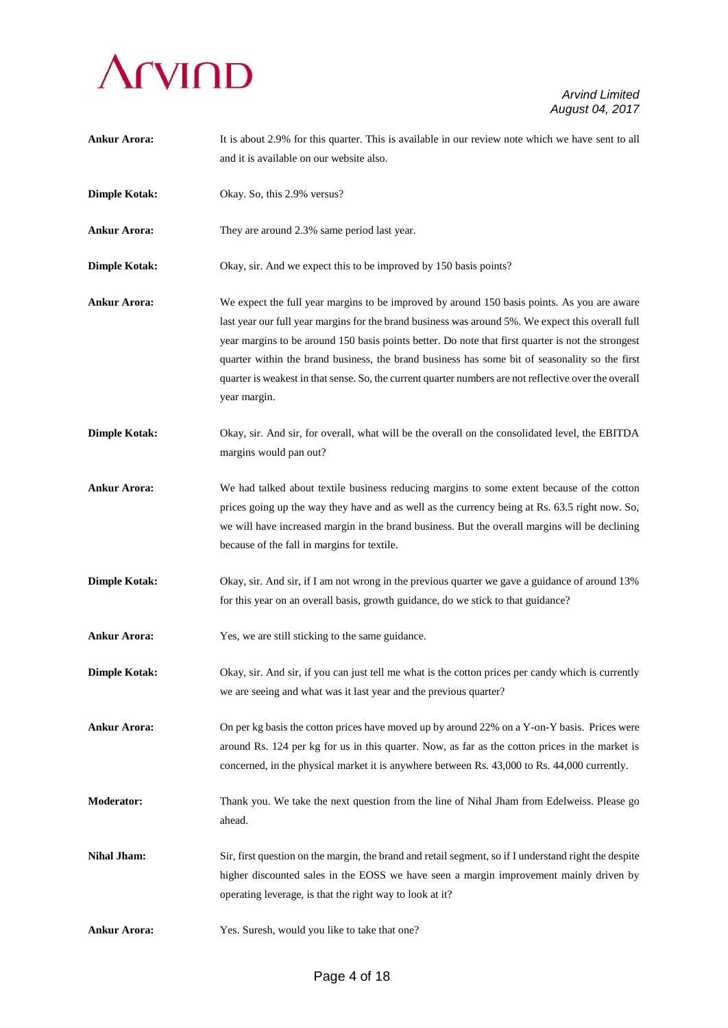**Ankur Arora:** It is about 2.9% for this quarter. This is available in our review note which we have sent to all and it is available on our website also.

**Dimple Kotak:** Okay. So, this 2.9% versus?

**Ankur Arora:** They are around 2.3% same period last year.

**Dimple Kotak:** Okay, sir. And we expect this to be improved by 150 basis points?

**Ankur Arora:** We expect the full year margins to be improved by around 150 basis points. As you are aware last year our full year margins for the brand business was around 5%. We expect this overall full year margins to be around 150 basis points better. Do note that first quarter is not the strongest quarter within the brand business, the brand business has some bit of seasonality so the first quarter is weakest in that sense. So, the current quarter numbers are not reflective over the overall year margin.

**Dimple Kotak:** Okay, sir. And sir, for overall, what will be the overall on the consolidated level, the EBITDA margins would pan out?

**Ankur Arora:** We had talked about textile business reducing margins to some extent because of the cotton prices going up the way they have and as well as the currency being at Rs. 63.5 right now. So, we will have increased margin in the brand business. But the overall margins will be declining because of the fall in margins for textile.

**Dimple Kotak:** Okay, sir. And sir, if I am not wrong in the previous quarter we gave a guidance of around 13% for this year on an overall basis, growth guidance, do we stick to that guidance?

**Ankur Arora:** Yes, we are still sticking to the same guidance.

**Dimple Kotak:** Okay, sir. And sir, if you can just tell me what is the cotton prices per candy which is currently we are seeing and what was it last year and the previous quarter?

**Ankur Arora:** On per kg basis the cotton prices have moved up by around 22% on a Y-on-Y basis. Prices were around Rs. 124 per kg for us in this quarter. Now, as far as the cotton prices in the market is concerned, in the physical market it is anywhere between Rs. 43,000 to Rs. 44,000 currently.

**Moderator:** Thank you. We take the next question from the line of Nihal Jham from Edelweiss. Please go ahead.

**Nihal Jham:** Sir, first question on the margin, the brand and retail segment, so if I understand right the despite higher discounted sales in the EOSS we have seen a margin improvement mainly driven by operating leverage, is that the right way to look at it?

**Ankur Arora:** Yes. Suresh, would you like to take that one?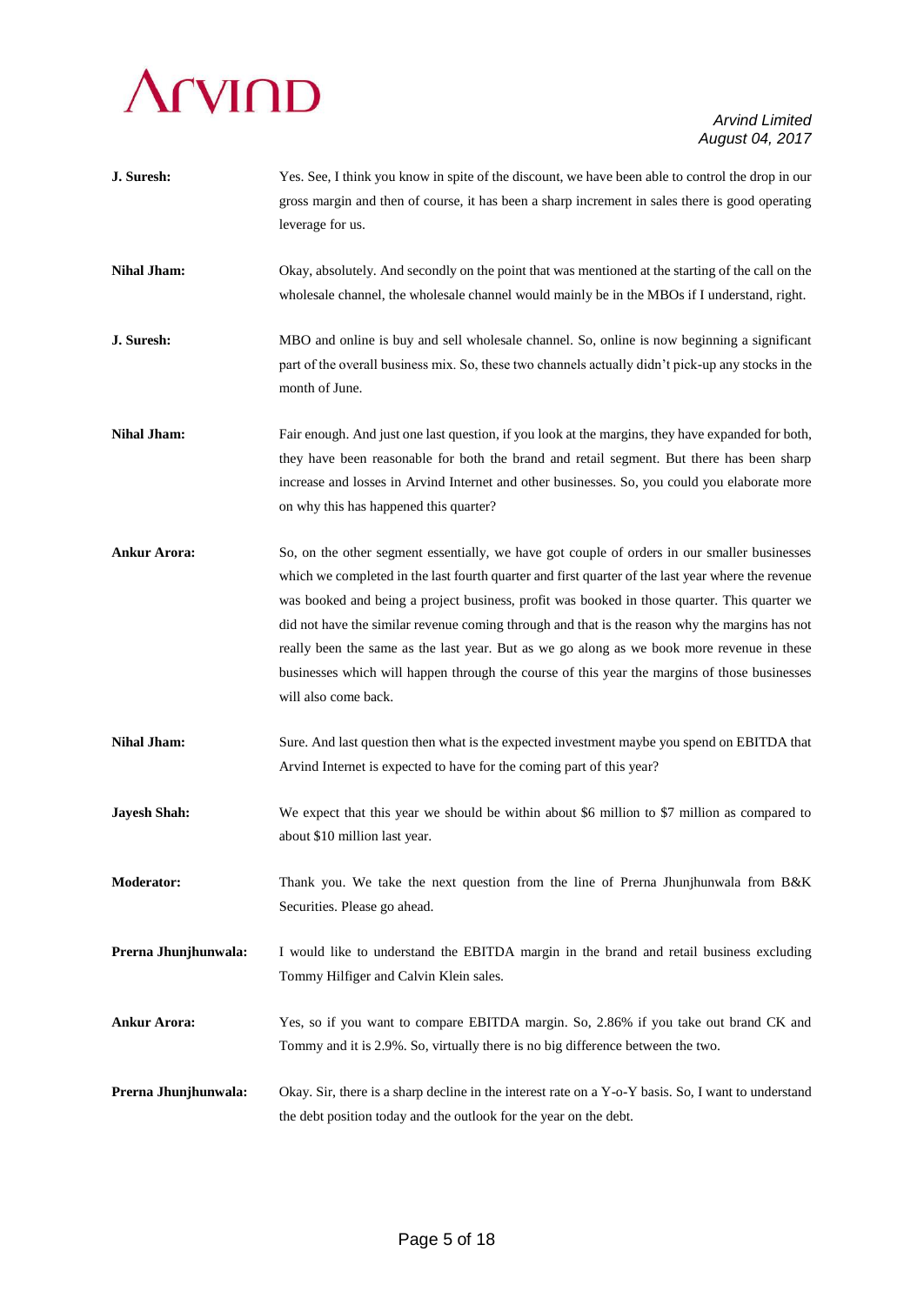**J. Suresh:** Yes. See, I think you know in spite of the discount, we have been able to control the drop in our gross margin and then of course, it has been a sharp increment in sales there is good operating leverage for us.

**Nihal Jham:** Okay, absolutely. And secondly on the point that was mentioned at the starting of the call on the wholesale channel, the wholesale channel would mainly be in the MBOs if I understand, right.

**J. Suresh:** MBO and online is buy and sell wholesale channel. So, online is now beginning a significant part of the overall business mix. So, these two channels actually didn't pick-up any stocks in the month of June.

**Nihal Jham:** Fair enough. And just one last question, if you look at the margins, they have expanded for both, they have been reasonable for both the brand and retail segment. But there has been sharp increase and losses in Arvind Internet and other businesses. So, you could you elaborate more on why this has happened this quarter?

**Ankur Arora:** So, on the other segment essentially, we have got couple of orders in our smaller businesses which we completed in the last fourth quarter and first quarter of the last year where the revenue was booked and being a project business, profit was booked in those quarter. This quarter we did not have the similar revenue coming through and that is the reason why the margins has not really been the same as the last year. But as we go along as we book more revenue in these businesses which will happen through the course of this year the margins of those businesses will also come back.

**Nihal Jham:** Sure. And last question then what is the expected investment maybe you spend on EBITDA that Arvind Internet is expected to have for the coming part of this year?

**Jayesh Shah:** We expect that this year we should be within about $6 million to $7 million as compared to about $10 million last year.

**Moderator:** Thank you. We take the next question from the line of Prerna Jhunjhunwala from B&K Securities. Please go ahead.

**Prerna Jhunjhunwala:** I would like to understand the EBITDA margin in the brand and retail business excluding Tommy Hilfiger and Calvin Klein sales.

**Ankur Arora:** Yes, so if you want to compare EBITDA margin. So, 2.86% if you take out brand CK and Tommy and it is 2.9%. So, virtually there is no big difference between the two.

**Prerna Jhunjhunwala:** Okay. Sir, there is a sharp decline in the interest rate on a Y-o-Y basis. So, I want to understand the debt position today and the outlook for the year on the debt.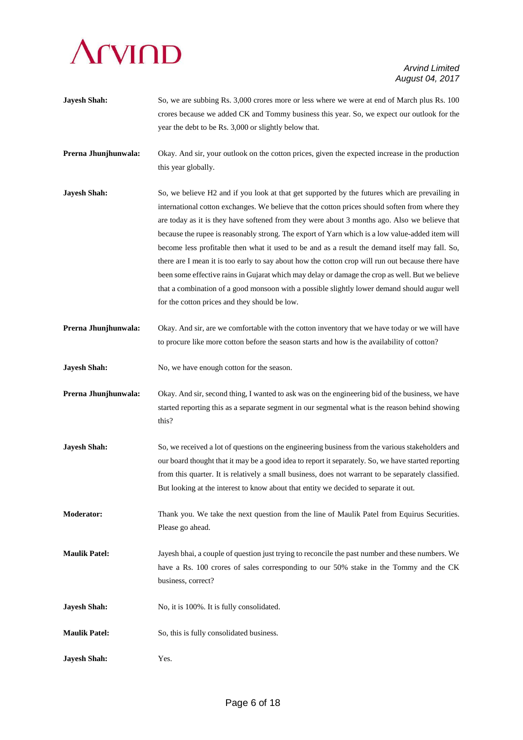**Jayesh Shah:** So, we are subbing Rs. 3,000 crores more or less where we were at end of March plus Rs. 100 crores because we added CK and Tommy business this year. So, we expect our outlook for the year the debt to be Rs. 3,000 or slightly below that.

**Prerna Jhunjhunwala:** Okay. And sir, your outlook on the cotton prices, given the expected increase in the production this year globally.

**Jayesh Shah:** So, we believe H2 and if you look at that get supported by the futures which are prevailing in international cotton exchanges. We believe that the cotton prices should soften from where they are today as it is they have softened from they were about 3 months ago. Also we believe that because the rupee is reasonably strong. The export of Yarn which is a low value-added item will become less profitable then what it used to be and as a result the demand itself may fall. So, there are I mean it is too early to say about how the cotton crop will run out because there have been some effective rains in Gujarat which may delay or damage the crop as well. But we believe that a combination of a good monsoon with a possible slightly lower demand should augur well for the cotton prices and they should be low.

**Prerna Jhunjhunwala:** Okay. And sir, are we comfortable with the cotton inventory that we have today or we will have to procure like more cotton before the season starts and how is the availability of cotton?

**Jayesh Shah:** No, we have enough cotton for the season.

**Prerna Jhunjhunwala:** Okay. And sir, second thing, I wanted to ask was on the engineering bid of the business, we have started reporting this as a separate segment in our segmental what is the reason behind showing this?

**Jayesh Shah:** So, we received a lot of questions on the engineering business from the various stakeholders and our board thought that it may be a good idea to report it separately. So, we have started reporting from this quarter. It is relatively a small business, does not warrant to be separately classified. But looking at the interest to know about that entity we decided to separate it out.

**Moderator:** Thank you. We take the next question from the line of Maulik Patel from Equirus Securities. Please go ahead.

**Maulik Patel:** Jayesh bhai, a couple of question just trying to reconcile the past number and these numbers. We have a Rs. 100 crores of sales corresponding to our 50% stake in the Tommy and the CK business, correct?

**Jayesh Shah:** No, it is 100%. It is fully consolidated.

**Maulik Patel:** So, this is fully consolidated business.

**Jayesh Shah:** Yes.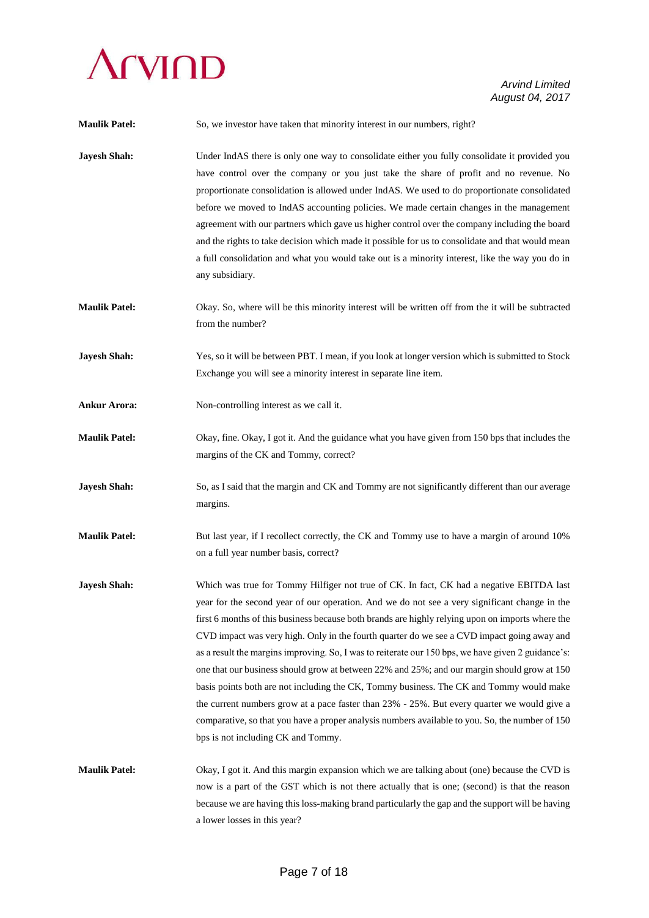**Maulik Patel:** So, we investor have taken that minority interest in our numbers, right?

**Jayesh Shah:** Under IndAS there is only one way to consolidate either you fully consolidate it provided you have control over the company or you just take the share of profit and no revenue. No proportionate consolidation is allowed under IndAS. We used to do proportionate consolidated before we moved to IndAS accounting policies. We made certain changes in the management agreement with our partners which gave us higher control over the company including the board and the rights to take decision which made it possible for us to consolidate and that would mean a full consolidation and what you would take out is a minority interest, like the way you do in any subsidiary.

**Maulik Patel:** Okay. So, where will be this minority interest will be written off from the it will be subtracted from the number?

**Jayesh Shah:** Yes, so it will be between PBT. I mean, if you look at longer version which is submitted to Stock Exchange you will see a minority interest in separate line item.

**Ankur Arora:** Non-controlling interest as we call it.

**Maulik Patel:** Okay, fine. Okay, I got it. And the guidance what you have given from 150 bps that includes the margins of the CK and Tommy, correct?

**Jayesh Shah:** So, as I said that the margin and CK and Tommy are not significantly different than our average margins.

**Maulik Patel:** But last year, if I recollect correctly, the CK and Tommy use to have a margin of around 10% on a full year number basis, correct?

**Jayesh Shah:** Which was true for Tommy Hilfiger not true of CK. In fact, CK had a negative EBITDA last year for the second year of our operation. And we do not see a very significant change in the first 6 months of this business because both brands are highly relying upon on imports where the CVD impact was very high. Only in the fourth quarter do we see a CVD impact going away and as a result the margins improving. So, I was to reiterate our 150 bps, we have given 2 guidance's: one that our business should grow at between 22% and 25%; and our margin should grow at 150 basis points both are not including the CK, Tommy business. The CK and Tommy would make the current numbers grow at a pace faster than 23% - 25%. But every quarter we would give a comparative, so that you have a proper analysis numbers available to you. So, the number of 150 bps is not including CK and Tommy.

**Maulik Patel:** Okay, I got it. And this margin expansion which we are talking about (one) because the CVD is now is a part of the GST which is not there actually that is one; (second) is that the reason because we are having this loss-making brand particularly the gap and the support will be having a lower losses in this year?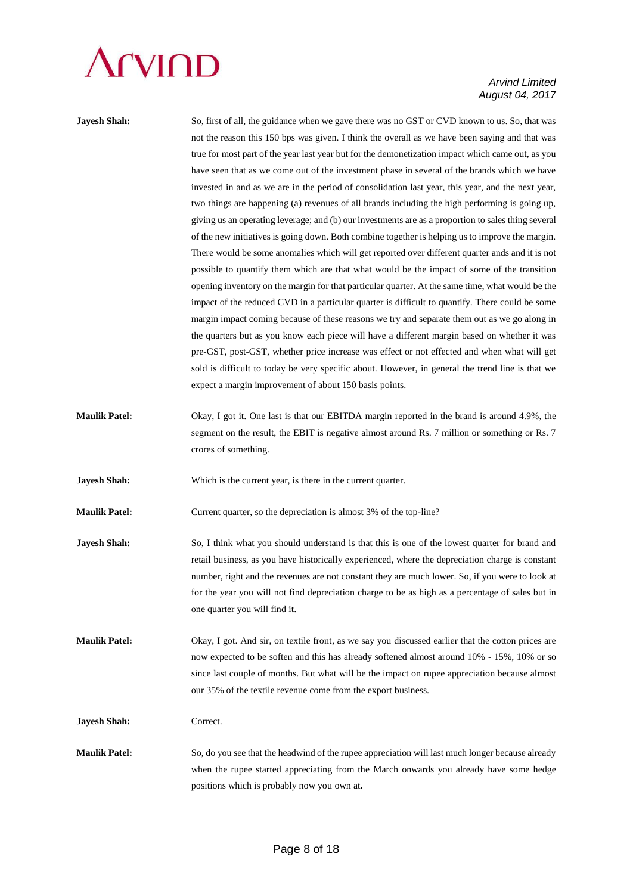**Jayesh Shah:** So, first of all, the guidance when we gave there was no GST or CVD known to us. So, that was not the reason this 150 bps was given. I think the overall as we have been saying and that was true for most part of the year last year but for the demonetization impact which came out, as you have seen that as we come out of the investment phase in several of the brands which we have invested in and as we are in the period of consolidation last year, this year, and the next year, two things are happening (a) revenues of all brands including the high performing is going up, giving us an operating leverage; and (b) our investments are as a proportion to sales thing several of the new initiatives is going down. Both combine together is helping us to improve the margin. There would be some anomalies which will get reported over different quarter ands and it is not possible to quantify them which are that what would be the impact of some of the transition opening inventory on the margin for that particular quarter. At the same time, what would be the impact of the reduced CVD in a particular quarter is difficult to quantify. There could be some margin impact coming because of these reasons we try and separate them out as we go along in the quarters but as you know each piece will have a different margin based on whether it was pre-GST, post-GST, whether price increase was effect or not effected and when what will get sold is difficult to today be very specific about. However, in general the trend line is that we expect a margin improvement of about 150 basis points.

**Maulik Patel:** Okay, I got it. One last is that our EBITDA margin reported in the brand is around 4.9%, the segment on the result, the EBIT is negative almost around Rs. 7 million or something or Rs. 7 crores of something.

**Jayesh Shah:** Which is the current year, is there in the current quarter.

**Maulik Patel:** Current quarter, so the depreciation is almost 3% of the top-line?

**Jayesh Shah:** So, I think what you should understand is that this is one of the lowest quarter for brand and retail business, as you have historically experienced, where the depreciation charge is constant number, right and the revenues are not constant they are much lower. So, if you were to look at for the year you will not find depreciation charge to be as high as a percentage of sales but in one quarter you will find it.

**Maulik Patel:** Okay, I got. And sir, on textile front, as we say you discussed earlier that the cotton prices are now expected to be soften and this has already softened almost around 10% - 15%, 10% or so since last couple of months. But what will be the impact on rupee appreciation because almost our 35% of the textile revenue come from the export business.

**Jayesh Shah:** Correct.

**Maulik Patel:** So, do you see that the headwind of the rupee appreciation will last much longer because already when the rupee started appreciating from the March onwards you already have some hedge positions which is probably now you own at**.**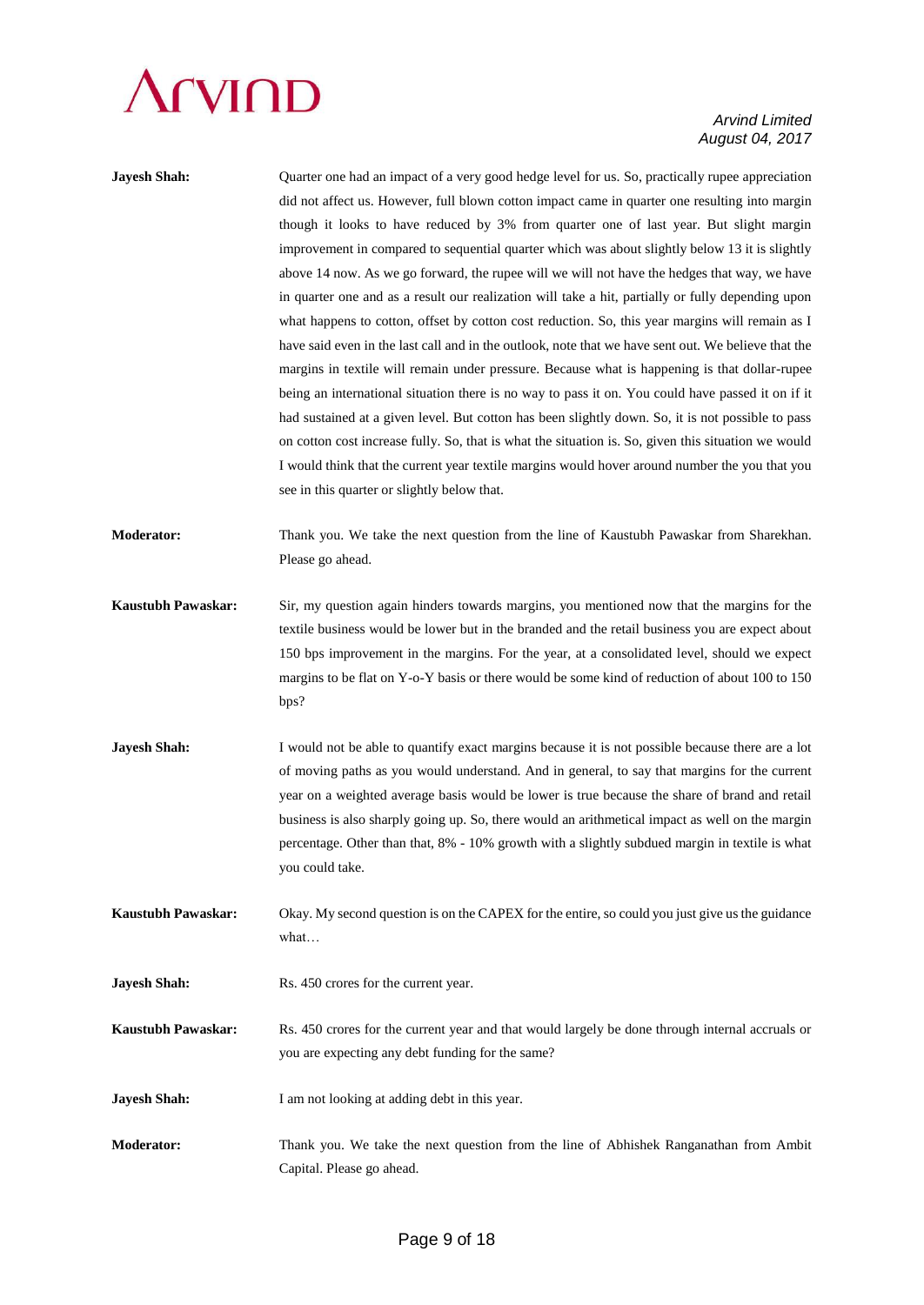**Jayesh Shah:** Quarter one had an impact of a very good hedge level for us. So, practically rupee appreciation did not affect us. However, full blown cotton impact came in quarter one resulting into margin though it looks to have reduced by 3% from quarter one of last year. But slight margin improvement in compared to sequential quarter which was about slightly below 13 it is slightly above 14 now. As we go forward, the rupee will we will not have the hedges that way, we have in quarter one and as a result our realization will take a hit, partially or fully depending upon what happens to cotton, offset by cotton cost reduction. So, this year margins will remain as I have said even in the last call and in the outlook, note that we have sent out. We believe that the margins in textile will remain under pressure. Because what is happening is that dollar-rupee being an international situation there is no way to pass it on. You could have passed it on if it had sustained at a given level. But cotton has been slightly down. So, it is not possible to pass on cotton cost increase fully. So, that is what the situation is. So, given this situation we would I would think that the current year textile margins would hover around number the you that you see in this quarter or slightly below that.

**Moderator:** Thank you. We take the next question from the line of Kaustubh Pawaskar from Sharekhan. Please go ahead.

**Kaustubh Pawaskar:** Sir, my question again hinders towards margins, you mentioned now that the margins for the textile business would be lower but in the branded and the retail business you are expect about 150 bps improvement in the margins. For the year, at a consolidated level, should we expect margins to be flat on Y-o-Y basis or there would be some kind of reduction of about 100 to 150 bps?

**Jayesh Shah:** I would not be able to quantify exact margins because it is not possible because there are a lot of moving paths as you would understand. And in general, to say that margins for the current year on a weighted average basis would be lower is true because the share of brand and retail business is also sharply going up. So, there would an arithmetical impact as well on the margin percentage. Other than that, 8% - 10% growth with a slightly subdued margin in textile is what you could take.

**Kaustubh Pawaskar:** Okay. My second question is on the CAPEX for the entire, so could you just give us the guidance what…

**Jayesh Shah:** Rs. 450 crores for the current year.

**Kaustubh Pawaskar:** Rs. 450 crores for the current year and that would largely be done through internal accruals or you are expecting any debt funding for the same?

**Jayesh Shah:** I am not looking at adding debt in this year.

**Moderator:** Thank you. We take the next question from the line of Abhishek Ranganathan from Ambit Capital. Please go ahead.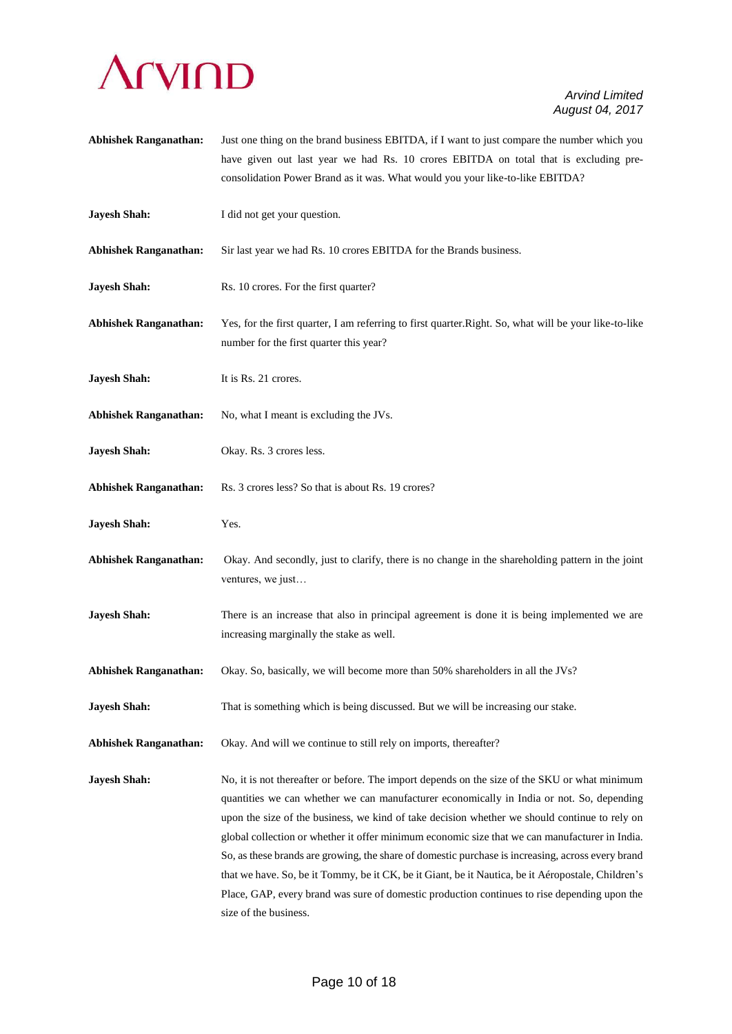**Abhishek Ranganathan:** Just one thing on the brand business EBITDA, if I want to just compare the number which you have given out last year we had Rs. 10 crores EBITDA on total that is excluding pre-consolidation Power Brand as it was. What would you your like-to-like EBITDA?

**Jayesh Shah:** I did not get your question.

**Abhishek Ranganathan:** Sir last year we had Rs. 10 crores EBITDA for the Brands business.

**Jayesh Shah:** Rs. 10 crores. For the first quarter?

**Abhishek Ranganathan:** Yes, for the first quarter, I am referring to first quarter.Right. So, what will be your like-to-like number for the first quarter this year?

**Jayesh Shah:** It is Rs. 21 crores.

**Abhishek Ranganathan:** No, what I meant is excluding the JVs.

**Jayesh Shah:** Okay. Rs. 3 crores less.

**Abhishek Ranganathan:** Rs. 3 crores less? So that is about Rs. 19 crores?

**Jayesh Shah:** Yes.

**Abhishek Ranganathan:** Okay. And secondly, just to clarify, there is no change in the shareholding pattern in the joint ventures, we just…

**Jayesh Shah:** There is an increase that also in principal agreement is done it is being implemented we are increasing marginally the stake as well.

**Abhishek Ranganathan:** Okay. So, basically, we will become more than 50% shareholders in all the JVs?

**Jayesh Shah:** That is something which is being discussed. But we will be increasing our stake.

**Abhishek Ranganathan:** Okay. And will we continue to still rely on imports, thereafter?

**Jayesh Shah:** No, it is not thereafter or before. The import depends on the size of the SKU or what minimum quantities we can whether we can manufacturer economically in India or not. So, depending upon the size of the business, we kind of take decision whether we should continue to rely on global collection or whether it offer minimum economic size that we can manufacturer in India. So, as these brands are growing, the share of domestic purchase is increasing, across every brand that we have. So, be it Tommy, be it CK, be it Giant, be it Nautica, be it Aéropostale, Children's Place, GAP, every brand was sure of domestic production continues to rise depending upon the size of the business.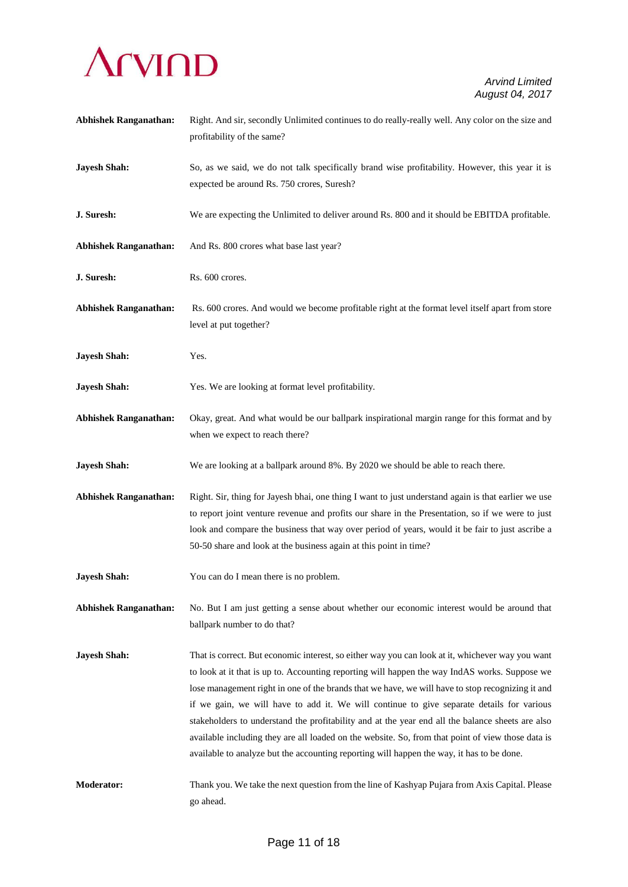**Abhishek Ranganathan:** Right. And sir, secondly Unlimited continues to do really-really well. Any color on the size and profitability of the same?

**Jayesh Shah:** So, as we said, we do not talk specifically brand wise profitability. However, this year it is expected be around Rs. 750 crores, Suresh?

**J. Suresh:** We are expecting the Unlimited to deliver around Rs. 800 and it should be EBITDA profitable.

**Abhishek Ranganathan:** And Rs. 800 crores what base last year?

**J. Suresh:** Rs. 600 crores.

**Abhishek Ranganathan:** Rs. 600 crores. And would we become profitable right at the format level itself apart from store level at put together?

**Jayesh Shah:** Yes.

**Jayesh Shah:** Yes. We are looking at format level profitability.

**Abhishek Ranganathan:** Okay, great. And what would be our ballpark inspirational margin range for this format and by when we expect to reach there?

**Jayesh Shah:** We are looking at a ballpark around 8%. By 2020 we should be able to reach there.

**Abhishek Ranganathan:** Right. Sir, thing for Jayesh bhai, one thing I want to just understand again is that earlier we use to report joint venture revenue and profits our share in the Presentation, so if we were to just look and compare the business that way over period of years, would it be fair to just ascribe a 50-50 share and look at the business again at this point in time?

**Jayesh Shah:** You can do I mean there is no problem.

**Abhishek Ranganathan:** No. But I am just getting a sense about whether our economic interest would be around that ballpark number to do that?

**Jayesh Shah:** That is correct. But economic interest, so either way you can look at it, whichever way you want to look at it that is up to. Accounting reporting will happen the way IndAS works. Suppose we lose management right in one of the brands that we have, we will have to stop recognizing it and if we gain, we will have to add it. We will continue to give separate details for various stakeholders to understand the profitability and at the year end all the balance sheets are also available including they are all loaded on the website. So, from that point of view those data is available to analyze but the accounting reporting will happen the way, it has to be done.

**Moderator:** Thank you. We take the next question from the line of Kashyap Pujara from Axis Capital. Please go ahead.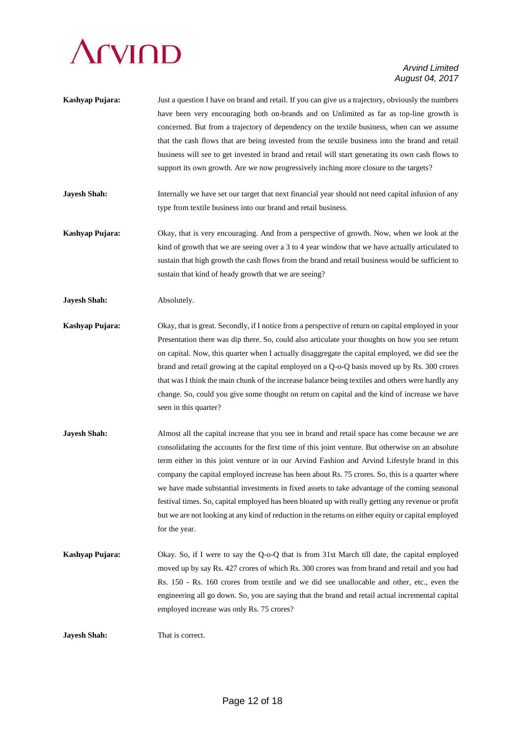**Kashyap Pujara:** Just a question I have on brand and retail. If you can give us a trajectory, obviously the numbers have been very encouraging both on-brands and on Unlimited as far as top-line growth is concerned. But from a trajectory of dependency on the textile business, when can we assume that the cash flows that are being invested from the textile business into the brand and retail business will see to get invested in brand and retail will start generating its own cash flows to support its own growth. Are we now progressively inching more closure to the targets?

**Jayesh Shah:** Internally we have set our target that next financial year should not need capital infusion of any type from textile business into our brand and retail business.

**Kashyap Pujara:** Okay, that is very encouraging. And from a perspective of growth. Now, when we look at the kind of growth that we are seeing over a 3 to 4 year window that we have actually articulated to sustain that high growth the cash flows from the brand and retail business would be sufficient to sustain that kind of heady growth that we are seeing?

**Jayesh Shah:** Absolutely.

**Kashyap Pujara:** Okay, that is great. Secondly, if I notice from a perspective of return on capital employed in your Presentation there was dip there. So, could also articulate your thoughts on how you see return on capital. Now, this quarter when I actually disaggregate the capital employed, we did see the brand and retail growing at the capital employed on a Q-o-Q basis moved up by Rs. 300 crores that was I think the main chunk of the increase balance being textiles and others were hardly any change. So, could you give some thought on return on capital and the kind of increase we have seen in this quarter?

**Jayesh Shah:** Almost all the capital increase that you see in brand and retail space has come because we are consolidating the accounts for the first time of this joint venture. But otherwise on an absolute term either in this joint venture or in our Arvind Fashion and Arvind Lifestyle brand in this company the capital employed increase has been about Rs. 75 crores. So, this is a quarter where we have made substantial investments in fixed assets to take advantage of the coming seasonal festival times. So, capital employed has been bloated up with really getting any revenue or profit but we are not looking at any kind of reduction in the returns on either equity or capital employed for the year.

**Kashyap Pujara:** Okay. So, if I were to say the Q-o-Q that is from 31st March till date, the capital employed moved up by say Rs. 427 crores of which Rs. 300 crores was from brand and retail and you had Rs. 150 - Rs. 160 crores from textile and we did see unallocable and other, etc., even the engineering all go down. So, you are saying that the brand and retail actual incremental capital employed increase was only Rs. 75 crores?

**Jayesh Shah:** That is correct.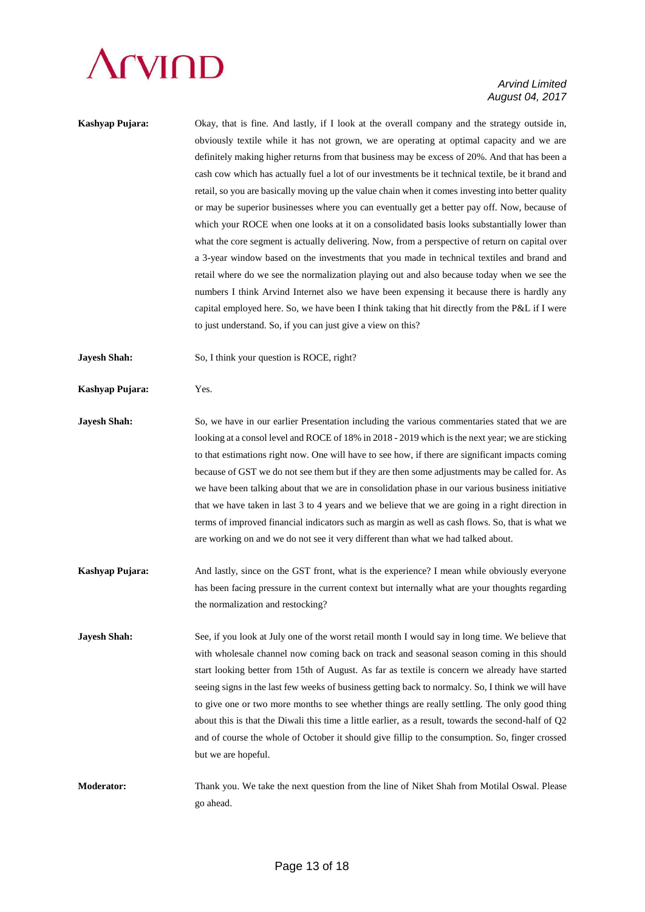**Kashyap Pujara:** Okay, that is fine. And lastly, if I look at the overall company and the strategy outside in, obviously textile while it has not grown, we are operating at optimal capacity and we are definitely making higher returns from that business may be excess of 20%. And that has been a cash cow which has actually fuel a lot of our investments be it technical textile, be it brand and retail, so you are basically moving up the value chain when it comes investing into better quality or may be superior businesses where you can eventually get a better pay off. Now, because of which your ROCE when one looks at it on a consolidated basis looks substantially lower than what the core segment is actually delivering. Now, from a perspective of return on capital over a 3-year window based on the investments that you made in technical textiles and brand and retail where do we see the normalization playing out and also because today when we see the numbers I think Arvind Internet also we have been expensing it because there is hardly any capital employed here. So, we have been I think taking that hit directly from the P&L if I were to just understand. So, if you can just give a view on this?

**Jayesh Shah:** So, I think your question is ROCE, right?

**Kashyap Pujara:** Yes.

**Jayesh Shah:** So, we have in our earlier Presentation including the various commentaries stated that we are looking at a consol level and ROCE of 18% in 2018 - 2019 which is the next year; we are sticking to that estimations right now. One will have to see how, if there are significant impacts coming because of GST we do not see them but if they are then some adjustments may be called for. As we have been talking about that we are in consolidation phase in our various business initiative that we have taken in last 3 to 4 years and we believe that we are going in a right direction in terms of improved financial indicators such as margin as well as cash flows. So, that is what we are working on and we do not see it very different than what we had talked about.

**Kashyap Pujara:** And lastly, since on the GST front, what is the experience? I mean while obviously everyone has been facing pressure in the current context but internally what are your thoughts regarding the normalization and restocking?

**Jayesh Shah:** See, if you look at July one of the worst retail month I would say in long time. We believe that with wholesale channel now coming back on track and seasonal season coming in this should start looking better from 15th of August. As far as textile is concern we already have started seeing signs in the last few weeks of business getting back to normalcy. So, I think we will have to give one or two more months to see whether things are really settling. The only good thing about this is that the Diwali this time a little earlier, as a result, towards the second-half of Q2 and of course the whole of October it should give fillip to the consumption. So, finger crossed but we are hopeful.

**Moderator:** Thank you. We take the next question from the line of Niket Shah from Motilal Oswal. Please go ahead.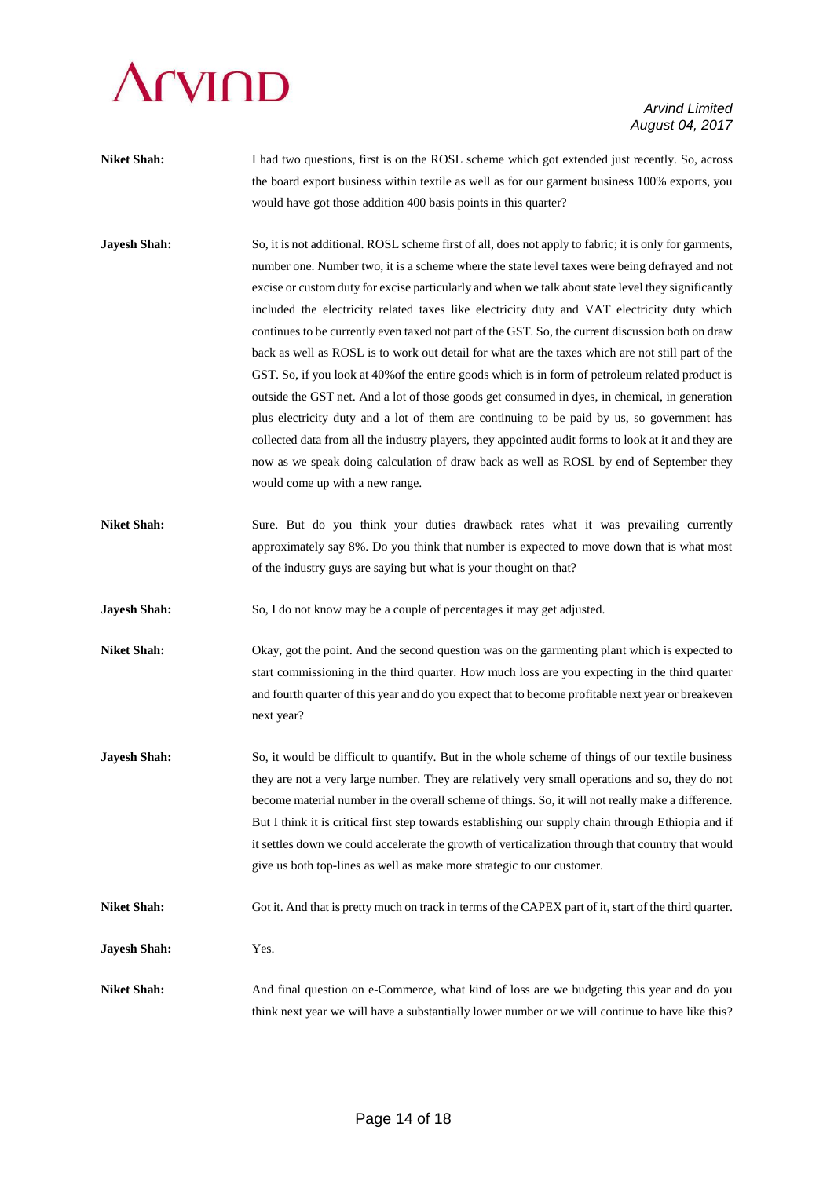**Niket Shah:** I had two questions, first is on the ROSL scheme which got extended just recently. So, across the board export business within textile as well as for our garment business 100% exports, you would have got those addition 400 basis points in this quarter?

**Jayesh Shah:** So, it is not additional. ROSL scheme first of all, does not apply to fabric; it is only for garments, number one. Number two, it is a scheme where the state level taxes were being defrayed and not excise or custom duty for excise particularly and when we talk about state level they significantly included the electricity related taxes like electricity duty and VAT electricity duty which continues to be currently even taxed not part of the GST. So, the current discussion both on draw back as well as ROSL is to work out detail for what are the taxes which are not still part of the GST. So, if you look at 40%of the entire goods which is in form of petroleum related product is outside the GST net. And a lot of those goods get consumed in dyes, in chemical, in generation plus electricity duty and a lot of them are continuing to be paid by us, so government has collected data from all the industry players, they appointed audit forms to look at it and they are now as we speak doing calculation of draw back as well as ROSL by end of September they would come up with a new range.

**Niket Shah:** Sure. But do you think your duties drawback rates what it was prevailing currently approximately say 8%. Do you think that number is expected to move down that is what most of the industry guys are saying but what is your thought on that?

**Jayesh Shah:** So, I do not know may be a couple of percentages it may get adjusted.

**Niket Shah:** Okay, got the point. And the second question was on the garmenting plant which is expected to start commissioning in the third quarter. How much loss are you expecting in the third quarter and fourth quarter of this year and do you expect that to become profitable next year or breakeven next year?

**Jayesh Shah:** So, it would be difficult to quantify. But in the whole scheme of things of our textile business they are not a very large number. They are relatively very small operations and so, they do not become material number in the overall scheme of things. So, it will not really make a difference. But I think it is critical first step towards establishing our supply chain through Ethiopia and if it settles down we could accelerate the growth of verticalization through that country that would give us both top-lines as well as make more strategic to our customer.

**Niket Shah:** Got it. And that is pretty much on track in terms of the CAPEX part of it, start of the third quarter.

**Jayesh Shah:** Yes.

**Niket Shah:** And final question on e-Commerce, what kind of loss are we budgeting this year and do you think next year we will have a substantially lower number or we will continue to have like this?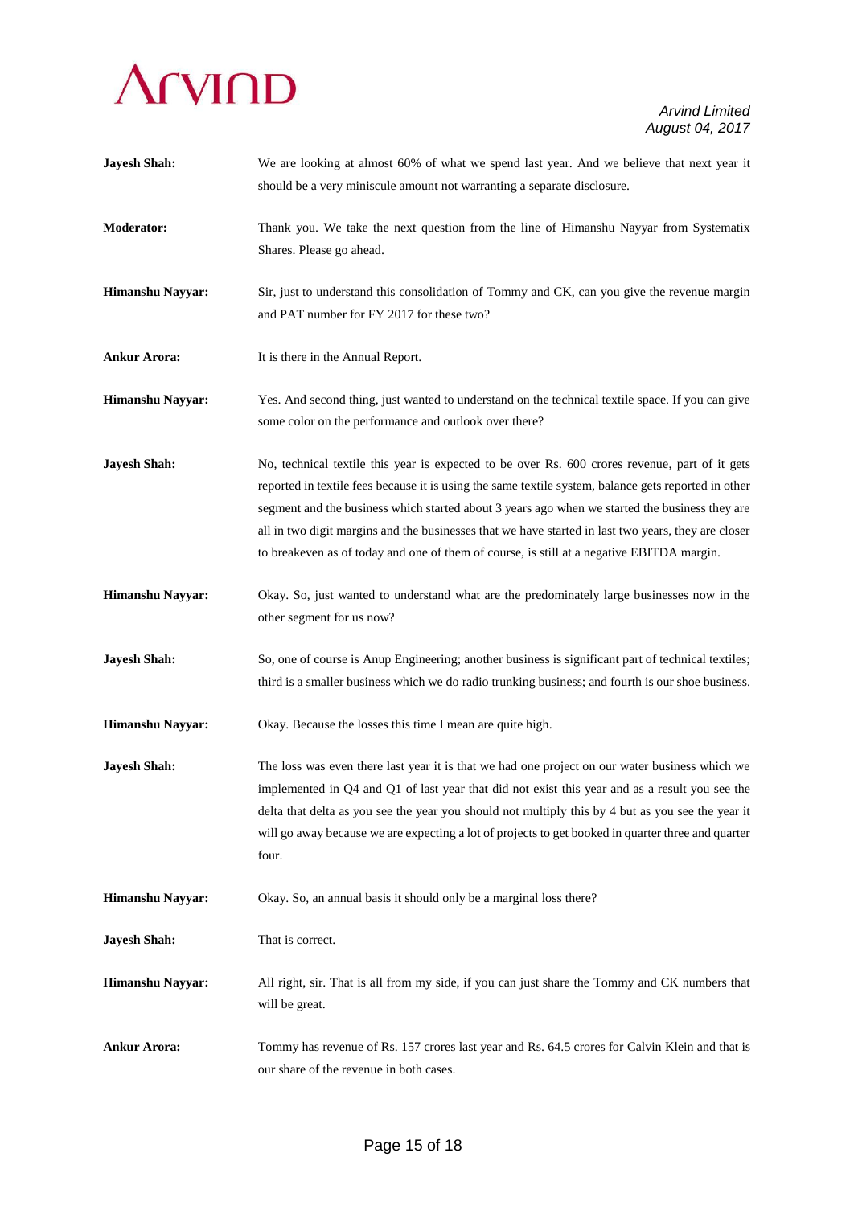**Jayesh Shah:** We are looking at almost 60% of what we spend last year. And we believe that next year it should be a very miniscule amount not warranting a separate disclosure.

**Moderator:** Thank you. We take the next question from the line of Himanshu Nayyar from Systematix Shares. Please go ahead.

**Himanshu Nayyar:** Sir, just to understand this consolidation of Tommy and CK, can you give the revenue margin and PAT number for FY 2017 for these two?

**Ankur Arora:** It is there in the Annual Report.

**Himanshu Nayyar:** Yes. And second thing, just wanted to understand on the technical textile space. If you can give some color on the performance and outlook over there?

**Jayesh Shah:** No, technical textile this year is expected to be over Rs. 600 crores revenue, part of it gets reported in textile fees because it is using the same textile system, balance gets reported in other segment and the business which started about 3 years ago when we started the business they are all in two digit margins and the businesses that we have started in last two years, they are closer to breakeven as of today and one of them of course, is still at a negative EBITDA margin.

**Himanshu Nayyar:** Okay. So, just wanted to understand what are the predominately large businesses now in the other segment for us now?

**Jayesh Shah:** So, one of course is Anup Engineering; another business is significant part of technical textiles; third is a smaller business which we do radio trunking business; and fourth is our shoe business.

**Himanshu Nayyar:** Okay. Because the losses this time I mean are quite high.

**Jayesh Shah:** The loss was even there last year it is that we had one project on our water business which we implemented in Q4 and Q1 of last year that did not exist this year and as a result you see the delta that delta as you see the year you should not multiply this by 4 but as you see the year it will go away because we are expecting a lot of projects to get booked in quarter three and quarter four.

**Himanshu Nayyar:** Okay. So, an annual basis it should only be a marginal loss there?

**Jayesh Shah:** That is correct.

**Himanshu Nayyar:** All right, sir. That is all from my side, if you can just share the Tommy and CK numbers that will be great.

**Ankur Arora:** Tommy has revenue of Rs. 157 crores last year and Rs. 64.5 crores for Calvin Klein and that is our share of the revenue in both cases.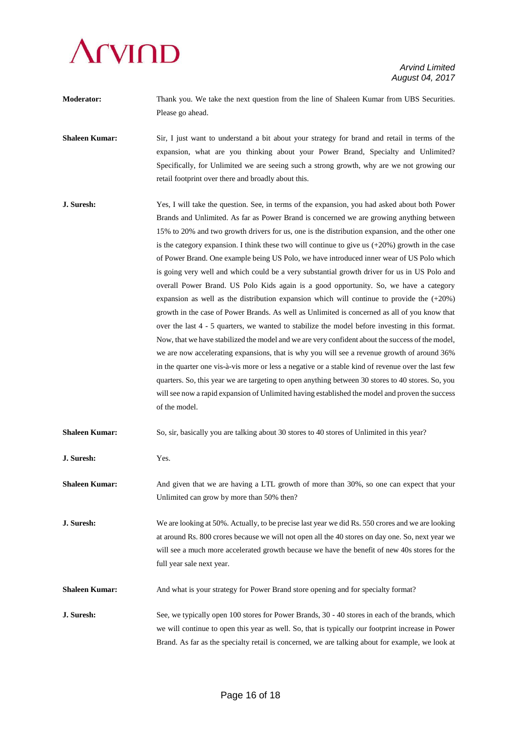**Moderator:** Thank you. We take the next question from the line of Shaleen Kumar from UBS Securities. Please go ahead.

**Shaleen Kumar:** Sir, I just want to understand a bit about your strategy for brand and retail in terms of the expansion, what are you thinking about your Power Brand, Specialty and Unlimited? Specifically, for Unlimited we are seeing such a strong growth, why are we not growing our retail footprint over there and broadly about this.

**J. Suresh:** Yes, I will take the question. See, in terms of the expansion, you had asked about both Power Brands and Unlimited. As far as Power Brand is concerned we are growing anything between 15% to 20% and two growth drivers for us, one is the distribution expansion, and the other one is the category expansion. I think these two will continue to give us (+20%) growth in the case of Power Brand. One example being US Polo, we have introduced inner wear of US Polo which is going very well and which could be a very substantial growth driver for us in US Polo and overall Power Brand. US Polo Kids again is a good opportunity. So, we have a category expansion as well as the distribution expansion which will continue to provide the (+20%) growth in the case of Power Brands. As well as Unlimited is concerned as all of you know that over the last 4 - 5 quarters, we wanted to stabilize the model before investing in this format. Now, that we have stabilized the model and we are very confident about the success of the model, we are now accelerating expansions, that is why you will see a revenue growth of around 36% in the quarter one vis-à-vis more or less a negative or a stable kind of revenue over the last few quarters. So, this year we are targeting to open anything between 30 stores to 40 stores. So, you will see now a rapid expansion of Unlimited having established the model and proven the success of the model.

**Shaleen Kumar:** So, sir, basically you are talking about 30 stores to 40 stores of Unlimited in this year?

**J. Suresh:** Yes.

**Shaleen Kumar:** And given that we are having a LTL growth of more than 30%, so one can expect that your Unlimited can grow by more than 50% then?

**J. Suresh:** We are looking at 50%. Actually, to be precise last year we did Rs. 550 crores and we are looking at around Rs. 800 crores because we will not open all the 40 stores on day one. So, next year we will see a much more accelerated growth because we have the benefit of new 40s stores for the full year sale next year.

**Shaleen Kumar:** And what is your strategy for Power Brand store opening and for specialty format?

**J. Suresh:** See, we typically open 100 stores for Power Brands, 30 - 40 stores in each of the brands, which we will continue to open this year as well. So, that is typically our footprint increase in Power Brand. As far as the specialty retail is concerned, we are talking about for example, we look at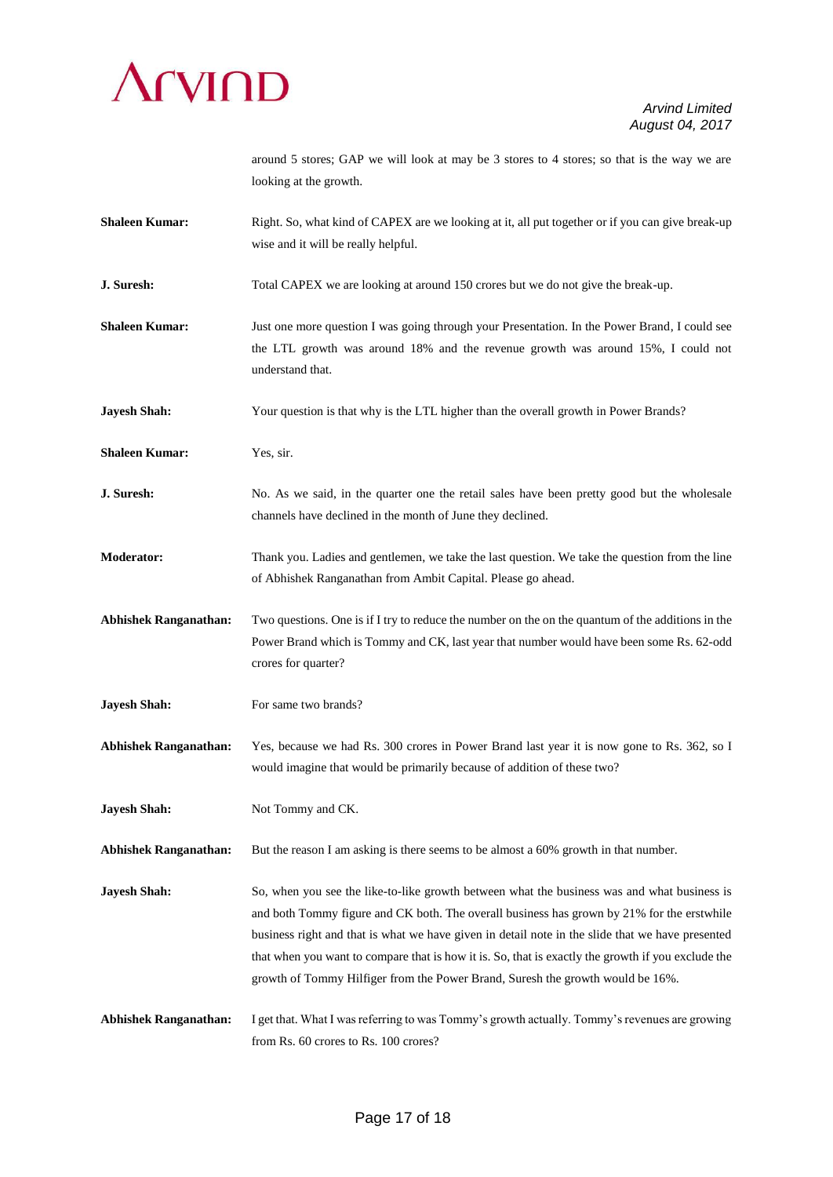around 5 stores; GAP we will look at may be 3 stores to 4 stores; so that is the way we are looking at the growth.

**Shaleen Kumar:** Right. So, what kind of CAPEX are we looking at it, all put together or if you can give break-up wise and it will be really helpful.

**J. Suresh:** Total CAPEX we are looking at around 150 crores but we do not give the break-up.

**Shaleen Kumar:** Just one more question I was going through your Presentation. In the Power Brand, I could see the LTL growth was around 18% and the revenue growth was around 15%, I could not understand that.

**Jayesh Shah:** Your question is that why is the LTL higher than the overall growth in Power Brands?

**Shaleen Kumar:** Yes, sir.

**J. Suresh:** No. As we said, in the quarter one the retail sales have been pretty good but the wholesale channels have declined in the month of June they declined.

**Moderator:** Thank you. Ladies and gentlemen, we take the last question. We take the question from the line of Abhishek Ranganathan from Ambit Capital. Please go ahead.

**Abhishek Ranganathan:** Two questions. One is if I try to reduce the number on the on the quantum of the additions in the Power Brand which is Tommy and CK, last year that number would have been some Rs. 62-odd crores for quarter?

**Jayesh Shah:** For same two brands?

**Abhishek Ranganathan:** Yes, because we had Rs. 300 crores in Power Brand last year it is now gone to Rs. 362, so I would imagine that would be primarily because of addition of these two?

**Jayesh Shah:** Not Tommy and CK.

**Abhishek Ranganathan:** But the reason I am asking is there seems to be almost a 60% growth in that number.

**Jayesh Shah:** So, when you see the like-to-like growth between what the business was and what business is and both Tommy figure and CK both. The overall business has grown by 21% for the erstwhile business right and that is what we have given in detail note in the slide that we have presented that when you want to compare that is how it is. So, that is exactly the growth if you exclude the growth of Tommy Hilfiger from the Power Brand, Suresh the growth would be 16%.

**Abhishek Ranganathan:** I get that. What I was referring to was Tommy's growth actually. Tommy's revenues are growing from Rs. 60 crores to Rs. 100 crores?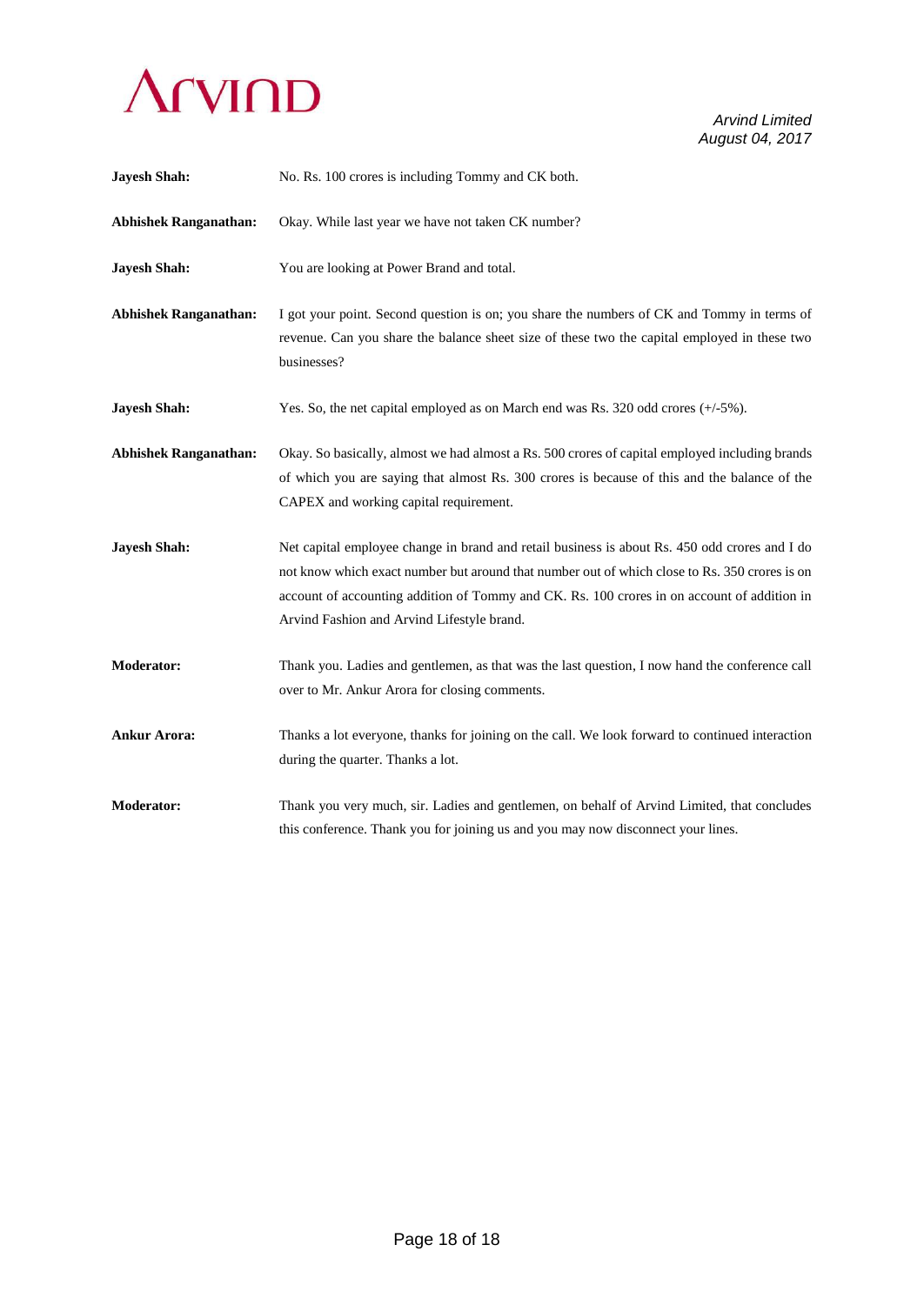**Jayesh Shah:** No. Rs. 100 crores is including Tommy and CK both.

**Abhishek Ranganathan:** Okay. While last year we have not taken CK number?

**Jayesh Shah:** You are looking at Power Brand and total.

**Abhishek Ranganathan:** I got your point. Second question is on; you share the numbers of CK and Tommy in terms of revenue. Can you share the balance sheet size of these two the capital employed in these two businesses?

**Jayesh Shah:** Yes. So, the net capital employed as on March end was Rs. 320 odd crores (+/-5%).

**Abhishek Ranganathan:** Okay. So basically, almost we had almost a Rs. 500 crores of capital employed including brands of which you are saying that almost Rs. 300 crores is because of this and the balance of the CAPEX and working capital requirement.

**Jayesh Shah:** Net capital employee change in brand and retail business is about Rs. 450 odd crores and I do not know which exact number but around that number out of which close to Rs. 350 crores is on account of accounting addition of Tommy and CK. Rs. 100 crores in on account of addition in Arvind Fashion and Arvind Lifestyle brand.

**Moderator:** Thank you. Ladies and gentlemen, as that was the last question, I now hand the conference call over to Mr. Ankur Arora for closing comments.

**Ankur Arora:** Thanks a lot everyone, thanks for joining on the call. We look forward to continued interaction during the quarter. Thanks a lot.

**Moderator:** Thank you very much, sir. Ladies and gentlemen, on behalf of Arvind Limited, that concludes this conference. Thank you for joining us and you may now disconnect your lines.